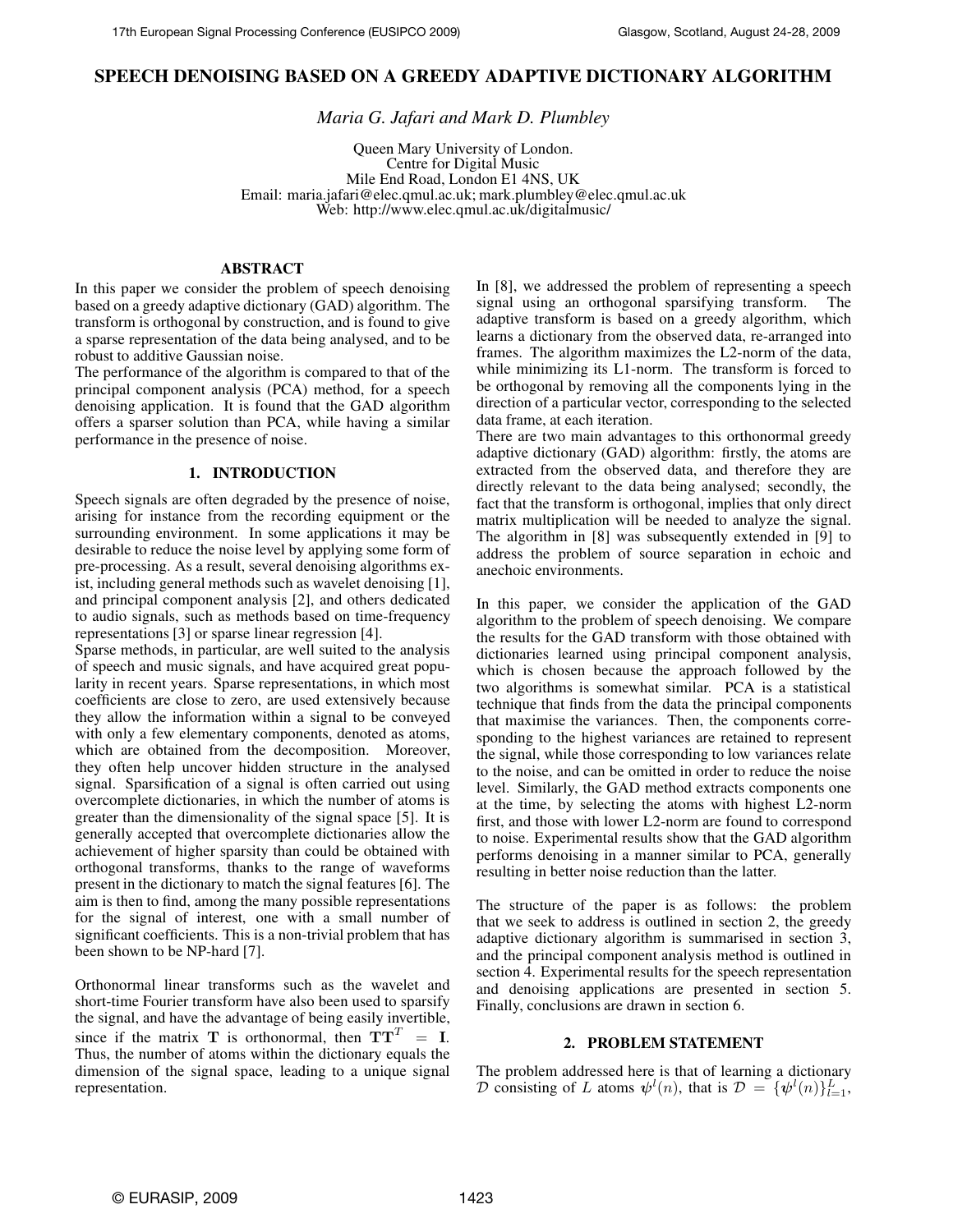# SPEECH DENOISING BASED ON A GREEDY ADAPTIVE DICTIONARY ALGORITHM

*Maria G. Jafari and Mark D. Plumbley*

Queen Mary University of London.
Centre for Digital Music
Mile End Road, London E1 4NS, UK
Email: maria.jafari@elec.qmul.ac.uk; mark.plumbley@elec.qmul.ac.uk
Web: http://www.elec.qmul.ac.uk/digitalmusic/

## ABSTRACT

In this paper we consider the problem of speech denoising based on a greedy adaptive dictionary (GAD) algorithm. The transform is orthogonal by construction, and is found to give a sparse representation of the data being analysed, and to be robust to additive Gaussian noise.

The performance of the algorithm is compared to that of the principal component analysis (PCA) method, for a speech denoising application. It is found that the GAD algorithm offers a sparser solution than PCA, while having a similar performance in the presence of noise.

## 1. INTRODUCTION

Speech signals are often degraded by the presence of noise, arising for instance from the recording equipment or the surrounding environment. In some applications it may be desirable to reduce the noise level by applying some form of pre-processing. As a result, several denoising algorithms exist, including general methods such as wavelet denoising [1], and principal component analysis [2], and others dedicated to audio signals, such as methods based on time-frequency representations [3] or sparse linear regression [4].

Sparse methods, in particular, are well suited to the analysis of speech and music signals, and have acquired great popularity in recent years. Sparse representations, in which most coefficients are close to zero, are used extensively because they allow the information within a signal to be conveyed with only a few elementary components, denoted as atoms, which are obtained from the decomposition. Moreover, they often help uncover hidden structure in the analysed signal. Sparsification of a signal is often carried out using overcomplete dictionaries, in which the number of atoms is greater than the dimensionality of the signal space [5]. It is generally accepted that overcomplete dictionaries allow the achievement of higher sparsity than could be obtained with orthogonal transforms, thanks to the range of waveforms present in the dictionary to match the signal features [6]. The aim is then to find, among the many possible representations for the signal of interest, one with a small number of significant coefficients. This is a non-trivial problem that has been shown to be NP-hard [7].

Orthonormal linear transforms such as the wavelet and short-time Fourier transform have also been used to sparsify the signal, and have the advantage of being easily invertible, since if the matrix $\mathbf{T}$ is orthonormal, then $\mathbf{T}\mathbf{T}^T = \mathbf{I}$. Thus, the number of atoms within the dictionary equals the dimension of the signal space, leading to a unique signal representation.

In [8], we addressed the problem of representing a speech signal using an orthogonal sparsifying transform. The adaptive transform is based on a greedy algorithm, which learns a dictionary from the observed data, re-arranged into frames. The algorithm maximizes the L2-norm of the data, while minimizing its L1-norm. The transform is forced to be orthogonal by removing all the components lying in the direction of a particular vector, corresponding to the selected data frame, at each iteration.

There are two main advantages to this orthonormal greedy adaptive dictionary (GAD) algorithm: firstly, the atoms are extracted from the observed data, and therefore they are directly relevant to the data being analysed; secondly, the fact that the transform is orthogonal, implies that only direct matrix multiplication will be needed to analyze the signal. The algorithm in [8] was subsequently extended in [9] to address the problem of source separation in echoic and anechoic environments.

In this paper, we consider the application of the GAD algorithm to the problem of speech denoising. We compare the results for the GAD transform with those obtained with dictionaries learned using principal component analysis, which is chosen because the approach followed by the two algorithms is somewhat similar. PCA is a statistical technique that finds from the data the principal components that maximise the variances. Then, the components corresponding to the highest variances are retained to represent the signal, while those corresponding to low variances relate to the noise, and can be omitted in order to reduce the noise level. Similarly, the GAD method extracts components one at the time, by selecting the atoms with highest L2-norm first, and those with lower L2-norm are found to correspond to noise. Experimental results show that the GAD algorithm performs denoising in a manner similar to PCA, generally resulting in better noise reduction than the latter.

The structure of the paper is as follows: the problem that we seek to address is outlined in section 2, the greedy adaptive dictionary algorithm is summarised in section 3, and the principal component analysis method is outlined in section 4. Experimental results for the speech representation and denoising applications are presented in section 5. Finally, conclusions are drawn in section 6.

## 2. PROBLEM STATEMENT

The problem addressed here is that of learning a dictionary $\mathcal{D}$ consisting of $L$ atoms $\boldsymbol{\psi}^l(n)$, that is $\mathcal{D} = \{\boldsymbol{\psi}^l(n)\}_{l=1}^{L}$,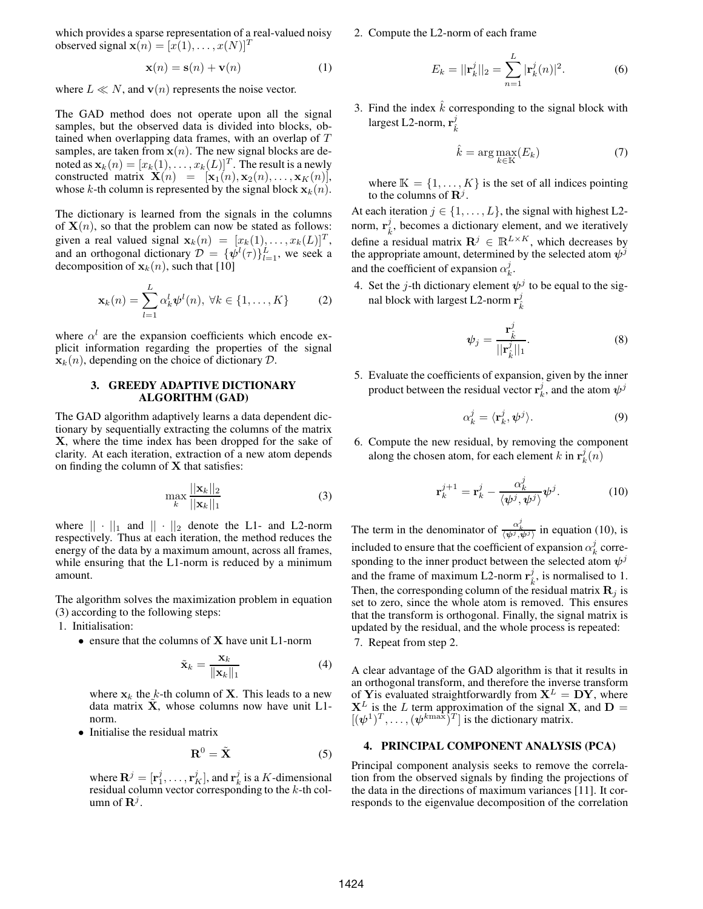which provides a sparse representation of a real-valued noisy observed signal $\mathbf{x}(n) = [x(1), \ldots, x(N)]^T$

$$\mathbf{x}(n) = \mathbf{s}(n) + \mathbf{v}(n) \tag{1}$$

where $L \ll N$, and $\mathbf{v}(n)$ represents the noise vector.

The GAD method does not operate upon all the signal samples, but the observed data is divided into blocks, obtained when overlapping data frames, with an overlap of $T$ samples, are taken from $\mathbf{x}(n)$. The new signal blocks are denoted as $\mathbf{x}_k(n) = [x_k(1), \ldots, x_k(L)]^T$. The result is a newly constructed matrix $\mathbf{X}(n) = [\mathbf{x}_1(n), \mathbf{x}_2(n), \ldots, \mathbf{x}_K(n)]$, whose $k$-th column is represented by the signal block $\mathbf{x}_k(n)$.

The dictionary is learned from the signals in the columns of $\mathbf{X}(n)$, so that the problem can now be stated as follows: given a real valued signal $\mathbf{x}_k(n) = [x_k(1), \ldots, x_k(L)]^T$, and an orthogonal dictionary $\mathcal{D} = \{\boldsymbol{\psi}^l(\tau)\}_{l=1}^L$, we seek a decomposition of $\mathbf{x}_k(n)$, such that [10]

$$\mathbf{x}_k(n) = \sum_{l=1}^{L} \alpha_k^l \boldsymbol{\psi}^l(n),\ \forall k \in \{1, \ldots, K\} \tag{2}$$

where $\alpha^l$ are the expansion coefficients which encode explicit information regarding the properties of the signal $\mathbf{x}_k(n)$, depending on the choice of dictionary $\mathcal{D}$.

## 3. GREEDY ADAPTIVE DICTIONARY ALGORITHM (GAD)

The GAD algorithm adaptively learns a data dependent dictionary by sequentially extracting the columns of the matrix $\mathbf{X}$, where the time index has been dropped for the sake of clarity. At each iteration, extraction of a new atom depends on finding the column of $\mathbf{X}$ that satisfies:

$$\max_k \frac{||\mathbf{x}_k||_2}{||\mathbf{x}_k||_1} \tag{3}$$

where $||\cdot||_1$ and $||\cdot||_2$ denote the L1- and L2-norm respectively. Thus at each iteration, the method reduces the energy of the data by a maximum amount, across all frames, while ensuring that the L1-norm is reduced by a minimum amount.

The algorithm solves the maximization problem in equation (3) according to the following steps:

1. Initialisation:
   - ensure that the columns of $\mathbf{X}$ have unit L1-norm

     $$\tilde{\mathbf{x}}_k = \frac{\mathbf{x}_k}{\|\mathbf{x}_k\|_1} \tag{4}$$

     where $\mathbf{x}_k$ the $k$-th column of $\mathbf{X}$. This leads to a new data matrix $\tilde{\mathbf{X}}$, whose columns now have unit L1-norm.
   - Initialise the residual matrix

     $$\mathbf{R}^0 = \tilde{\mathbf{X}} \tag{5}$$

     where $\mathbf{R}^j = [\mathbf{r}_1^j, \ldots, \mathbf{r}_K^j]$, and $\mathbf{r}_k^j$ is a $K$-dimensional residual column vector corresponding to the $k$-th column of $\mathbf{R}^j$.

2. Compute the L2-norm of each frame

   $$E_k = ||\mathbf{r}_k^j||_2 = \sum_{n=1}^{L} |\mathbf{r}_k^j(n)|^2. \tag{6}$$

3. Find the index $\hat{k}$ corresponding to the signal block with largest L2-norm, $\mathbf{r}_{\hat{k}}^j$

   $$\hat{k} = \arg\max_{k \in \mathbb{K}} (E_k) \tag{7}$$

   where $\mathbb{K} = \{1, \ldots, K\}$ is the set of all indices pointing to the columns of $\mathbf{R}^j$.

At each iteration $j \in \{1, \ldots, L\}$, the signal with highest L2-norm, $\mathbf{r}_{\hat{k}}^j$, becomes a dictionary element, and we iteratively define a residual matrix $\mathbf{R}^j \in \mathbb{R}^{L \times K}$, which decreases by the appropriate amount, determined by the selected atom $\boldsymbol{\psi}^j$ and the coefficient of expansion $\alpha_k^j$.

4. Set the $j$-th dictionary element $\boldsymbol{\psi}^j$ to be equal to the signal block with largest L2-norm $\mathbf{r}_{\hat{k}}^j$

   $$\boldsymbol{\psi}_j = \frac{\mathbf{r}_{\hat{k}}^j}{||\mathbf{r}_{\hat{k}}^j||_1}. \tag{8}$$

5. Evaluate the coefficients of expansion, given by the inner product between the residual vector $\mathbf{r}_k^j$, and the atom $\boldsymbol{\psi}^j$

   $$\alpha_k^j = \langle \mathbf{r}_k^j, \boldsymbol{\psi}^j \rangle. \tag{9}$$

6. Compute the new residual, by removing the component along the chosen atom, for each element $k$ in $\mathbf{r}_k^j(n)$

   $$\mathbf{r}_k^{j+1} = \mathbf{r}_k^j - \frac{\alpha_k^j}{\langle \boldsymbol{\psi}^j, \boldsymbol{\psi}^j \rangle} \boldsymbol{\psi}^j. \tag{10}$$

The term in the denominator of $\frac{\alpha_k^j}{\langle \boldsymbol{\psi}^j, \boldsymbol{\psi}^j \rangle}$ in equation (10), is included to ensure that the coefficient of expansion $\alpha_k^j$ corresponding to the inner product between the selected atom $\boldsymbol{\psi}^j$ and the frame of maximum L2-norm $\mathbf{r}_{\hat{k}}^j$, is normalised to 1. Then, the corresponding column of the residual matrix $\mathbf{R}_j$ is set to zero, since the whole atom is removed. This ensures that the transform is orthogonal. Finally, the signal matrix is updated by the residual, and the whole process is repeated:

7. Repeat from step 2.

A clear advantage of the GAD algorithm is that it results in an orthogonal transform, and therefore the inverse transform of $\mathbf{Y}$is evaluated straightforwardly from $\mathbf{X}^L = \mathbf{D}\mathbf{Y}$, where $\mathbf{X}^L$ is the $L$ term approximation of the signal $\mathbf{X}$, and $\mathbf{D} = [(\boldsymbol{\psi}^1)^T, \ldots, (\boldsymbol{\psi}^{k\max})^T]$ is the dictionary matrix.

## 4. PRINCIPAL COMPONENT ANALYSIS (PCA)

Principal component analysis seeks to remove the correlation from the observed signals by finding the projections of the data in the directions of maximum variances [11]. It corresponds to the eigenvalue decomposition of the correlation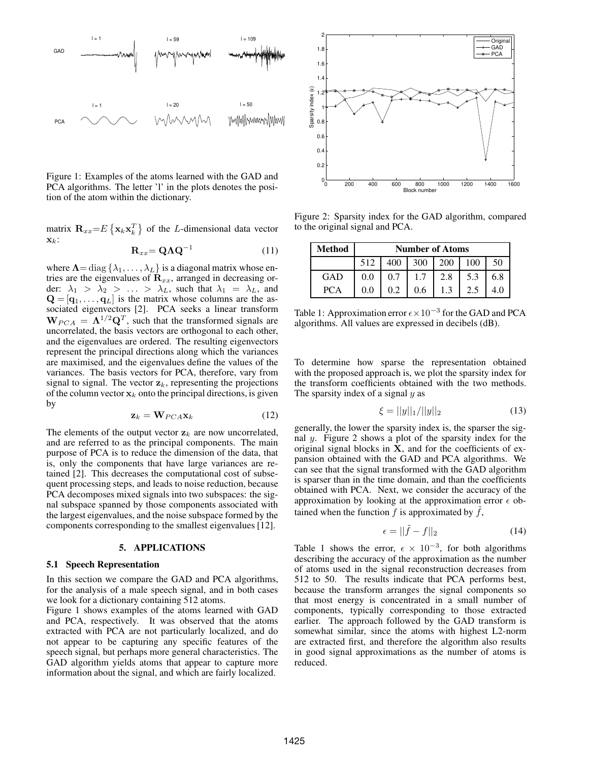Figure 1: Examples of the atoms learned with the GAD and PCA algorithms. The letter 'l' in the plots denotes the position of the atom within the dictionary.

matrix $\mathbf{R}_{xx}=E\left\{\mathbf{x}_k\mathbf{x}_k^T\right\}$ of the $L$-dimensional data vector $\mathbf{x}_k$:

$$\mathbf{R}_{xx}= \mathbf{Q}\mathbf{\Lambda}\mathbf{Q}^{-1} \tag{11}$$

where $\mathbf{\Lambda}= \mathrm{diag}\left\{\lambda_1, \ldots, \lambda_L\right\}$ is a diagonal matrix whose entries are the eigenvalues of $\mathbf{R}_{xx}$, arranged in decreasing order: $\lambda_1 > \lambda_2 > \ldots > \lambda_L$, such that $\lambda_1 = \lambda_L$, and $\mathbf{Q} = [\mathbf{q}_1, \ldots, \mathbf{q}_L]$ is the matrix whose columns are the associated eigenvectors [2]. PCA seeks a linear transform $\mathbf{W}_{PCA} = \mathbf{\Lambda}^{1/2}\mathbf{Q}^T$, such that the transformed signals are uncorrelated, the basis vectors are orthogonal to each other, and the eigenvalues are ordered. The resulting eigenvectors represent the principal directions along which the variances are maximised, and the eigenvalues define the values of the variances. The basis vectors for PCA, therefore, vary from signal to signal. The vector $\mathbf{z}_k$, representing the projections of the column vector $\mathbf{x}_k$ onto the principal directions, is given by

$$\mathbf{z}_k = \mathbf{W}_{PCA}\mathbf{x}_k \tag{12}$$

The elements of the output vector $\mathbf{z}_k$ are now uncorrelated, and are referred to as the principal components. The main purpose of PCA is to reduce the dimension of the data, that is, only the components that have large variances are retained [2]. This decreases the computational cost of subsequent processing steps, and leads to noise reduction, because PCA decomposes mixed signals into two subspaces: the signal subspace spanned by those components associated with the largest eigenvalues, and the noise subspace formed by the components corresponding to the smallest eigenvalues [12].

## 5. APPLICATIONS

### 5.1 Speech Representation

In this section we compare the GAD and PCA algorithms, for the analysis of a male speech signal, and in both cases we look for a dictionary containing 512 atoms.

Figure 1 shows examples of the atoms learned with GAD and PCA, respectively. It was observed that the atoms extracted with PCA are not particularly localized, and do not appear to be capturing any specific features of the speech signal, but perhaps more general characteristics. The GAD algorithm yields atoms that appear to capture more information about the signal, and which are fairly localized.

Figure 2: Sparsity index for the GAD algorithm, compared to the original signal and PCA.

| Method | Number of Atoms | | | | | |
|---|---|---|---|---|---|---|
| | 512 | 400 | 300 | 200 | 100 | 50 |
| GAD | 0.0 | 0.7 | 1.7 | 2.8 | 5.3 | 6.8 |
| PCA | 0.0 | 0.2 | 0.6 | 1.3 | 2.5 | 4.0 |

Table 1: Approximation error $\epsilon \times 10^{-3}$ for the GAD and PCA algorithms. All values are expressed in decibels (dB).

To determine how sparse the representation obtained with the proposed approach is, we plot the sparsity index for the transform coefficients obtained with the two methods. The sparsity index of a signal $y$ as

$$\xi = ||y||_1/||y||_2 \tag{13}$$

generally, the lower the sparsity index is, the sparser the signal $y$. Figure 2 shows a plot of the sparsity index for the original signal blocks in $\mathbf{X}$, and for the coefficients of expansion obtained with the GAD and PCA algorithms. We can see that the signal transformed with the GAD algorithm is sparser than in the time domain, and than the coefficients obtained with PCA. Next, we consider the accuracy of the approximation by looking at the approximation error $\epsilon$ obtained when the function $f$ is approximated by $\tilde{f}$,

$$\epsilon = ||\tilde{f} - f||_2 \tag{14}$$

Table 1 shows the error, $\epsilon \times 10^{-3}$, for both algorithms describing the accuracy of the approximation as the number of atoms used in the signal reconstruction decreases from 512 to 50. The results indicate that PCA performs best, because the transform arranges the signal components so that most energy is concentrated in a small number of components, typically corresponding to those extracted earlier. The approach followed by the GAD transform is somewhat similar, since the atoms with highest L2-norm are extracted first, and therefore the algorithm also results in good signal approximations as the number of atoms is reduced.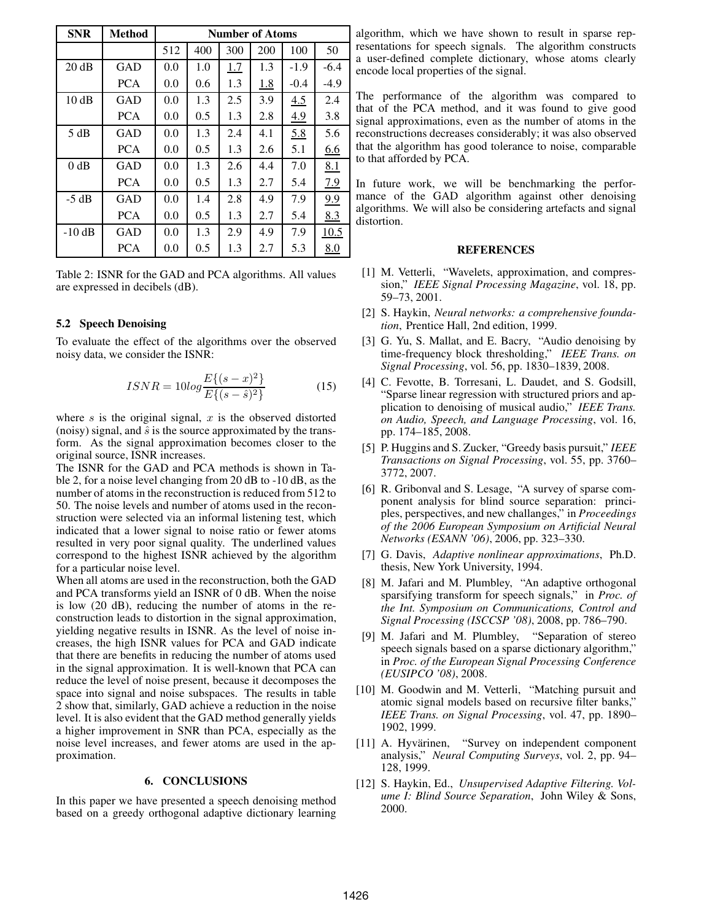| SNR | Method | Number of Atoms | | | | | |
|---|---|---|---|---|---|---|---|
| | | 512 | 400 | 300 | 200 | 100 | 50 |
| 20 dB | GAD | 0.0 | 1.0 | <u>1.7</u> | 1.3 | -1.9 | -6.4 |
| | PCA | 0.0 | 0.6 | 1.3 | <u>1.8</u> | -0.4 | -4.9 |
| 10 dB | GAD | 0.0 | 1.3 | 2.5 | 3.9 | <u>4.5</u> | 2.4 |
| | PCA | 0.0 | 0.5 | 1.3 | 2.8 | <u>4.9</u> | 3.8 |
| 5 dB | GAD | 0.0 | 1.3 | 2.4 | 4.1 | <u>5.8</u> | 5.6 |
| | PCA | 0.0 | 0.5 | 1.3 | 2.6 | 5.1 | <u>6.6</u> |
| 0 dB | GAD | 0.0 | 1.3 | 2.6 | 4.4 | 7.0 | <u>8.1</u> |
| | PCA | 0.0 | 0.5 | 1.3 | 2.7 | 5.4 | <u>7.9</u> |
| -5 dB | GAD | 0.0 | 1.4 | 2.8 | 4.9 | 7.9 | <u>9.9</u> |
| | PCA | 0.0 | 0.5 | 1.3 | 2.7 | 5.4 | <u>8.3</u> |
| -10 dB | GAD | 0.0 | 1.3 | 2.9 | 4.9 | 7.9 | <u>10.5</u> |
| | PCA | 0.0 | 0.5 | 1.3 | 2.7 | 5.3 | <u>8.0</u> |

Table 2: ISNR for the GAD and PCA algorithms. All values are expressed in decibels (dB).

### 5.2 Speech Denoising

To evaluate the effect of the algorithms over the observed noisy data, we consider the ISNR:

$$ISNR = 10log\frac{E\{(s-x)^2\}}{E\{(s-\hat{s})^2\}} \tag{15}$$

where $s$ is the original signal, $x$ is the observed distorted (noisy) signal, and $\hat{s}$ is the source approximated by the transform. As the signal approximation becomes closer to the original source, ISNR increases.

The ISNR for the GAD and PCA methods is shown in Table 2, for a noise level changing from 20 dB to -10 dB, as the number of atoms in the reconstruction is reduced from 512 to 50. The noise levels and number of atoms used in the reconstruction were selected via an informal listening test, which indicated that a lower signal to noise ratio or fewer atoms resulted in very poor signal quality. The underlined values correspond to the highest ISNR achieved by the algorithm for a particular noise level.

When all atoms are used in the reconstruction, both the GAD and PCA transforms yield an ISNR of 0 dB. When the noise is low (20 dB), reducing the number of atoms in the reconstruction leads to distortion in the signal approximation, yielding negative results in ISNR. As the level of noise increases, the high ISNR values for PCA and GAD indicate that there are benefits in reducing the number of atoms used in the signal approximation. It is well-known that PCA can reduce the level of noise present, because it decomposes the space into signal and noise subspaces. The results in table 2 show that, similarly, GAD achieve a reduction in the noise level. It is also evident that the GAD method generally yields a higher improvement in SNR than PCA, especially as the noise level increases, and fewer atoms are used in the approximation.

## 6. CONCLUSIONS

In this paper we have presented a speech denoising method based on a greedy orthogonal adaptive dictionary learning algorithm, which we have shown to result in sparse representations for speech signals. The algorithm constructs a user-defined complete dictionary, whose atoms clearly encode local properties of the signal.

The performance of the algorithm was compared to that of the PCA method, and it was found to give good signal approximations, even as the number of atoms in the reconstructions decreases considerably; it was also observed that the algorithm has good tolerance to noise, comparable to that afforded by PCA.

In future work, we will be benchmarking the performance of the GAD algorithm against other denoising algorithms. We will also be considering artefacts and signal distortion.

## REFERENCES

[1] M. Vetterli, "Wavelets, approximation, and compression," *IEEE Signal Processing Magazine*, vol. 18, pp. 59–73, 2001.

[2] S. Haykin, *Neural networks: a comprehensive foundation*, Prentice Hall, 2nd edition, 1999.

[3] G. Yu, S. Mallat, and E. Bacry, "Audio denoising by time-frequency block thresholding," *IEEE Trans. on Signal Processing*, vol. 56, pp. 1830–1839, 2008.

[4] C. Fevotte, B. Torresani, L. Daudet, and S. Godsill, "Sparse linear regression with structured priors and application to denoising of musical audio," *IEEE Trans. on Audio, Speech, and Language Processing*, vol. 16, pp. 174–185, 2008.

[5] P. Huggins and S. Zucker, "Greedy basis pursuit," *IEEE Transactions on Signal Processing*, vol. 55, pp. 3760–3772, 2007.

[6] R. Gribonval and S. Lesage, "A survey of sparse component analysis for blind source separation: principles, perspectives, and new challanges," in *Proceedings of the 2006 European Symposium on Artificial Neural Networks (ESANN '06)*, 2006, pp. 323–330.

[7] G. Davis, *Adaptive nonlinear approximations*, Ph.D. thesis, New York University, 1994.

[8] M. Jafari and M. Plumbley, "An adaptive orthogonal sparsifying transform for speech signals," in *Proc. of the Int. Symposium on Communications, Control and Signal Processing (ISCCSP '08)*, 2008, pp. 786–790.

[9] M. Jafari and M. Plumbley, "Separation of stereo speech signals based on a sparse dictionary algorithm," in *Proc. of the European Signal Processing Conference (EUSIPCO '08)*, 2008.

[10] M. Goodwin and M. Vetterli, "Matching pursuit and atomic signal models based on recursive filter banks," *IEEE Trans. on Signal Processing*, vol. 47, pp. 1890–1902, 1999.

[11] A. Hyvärinen, "Survey on independent component analysis," *Neural Computing Surveys*, vol. 2, pp. 94–128, 1999.

[12] S. Haykin, Ed., *Unsupervised Adaptive Filtering. Volume I: Blind Source Separation*, John Wiley & Sons, 2000.